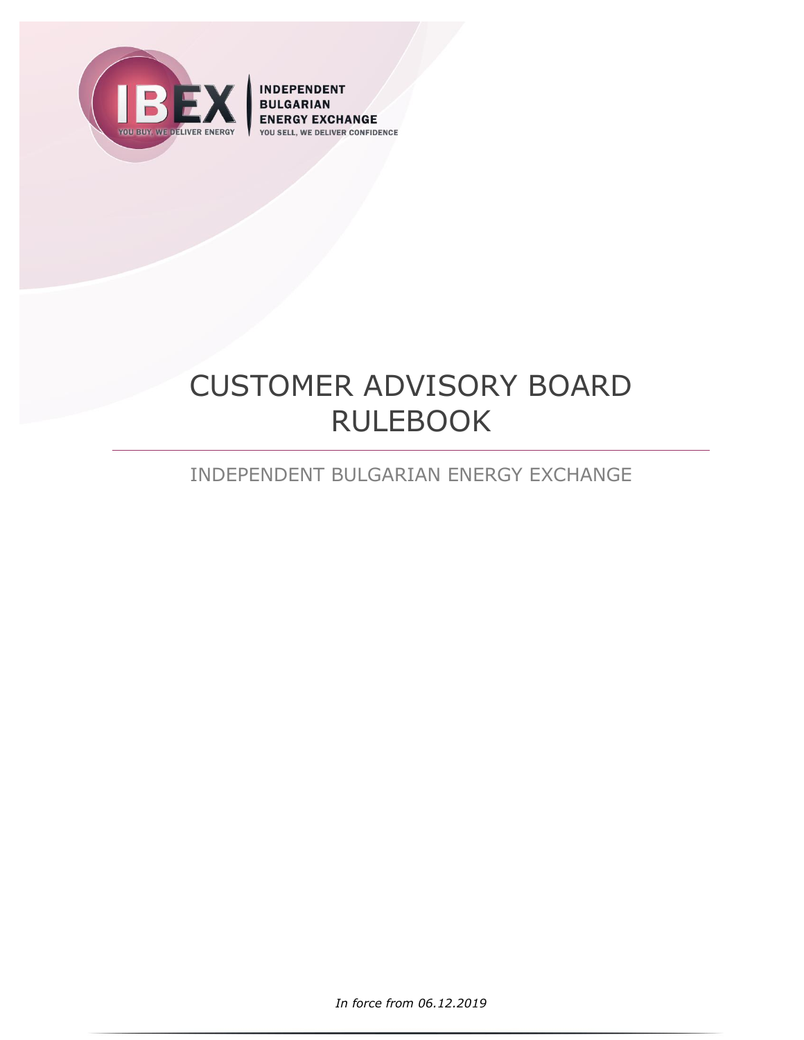IBEX

YOU BUY, WE DELIVER ENERGY

INDEPENDENT BULGARIAN ENERGY EXCHANGE

YOU SELL, WE DELIVER CONFIDENCE

# CUSTOMER ADVISORY BOARD RULEBOOK

INDEPENDENT BULGARIAN ENERGY EXCHANGE

*In force from 06.12.2019*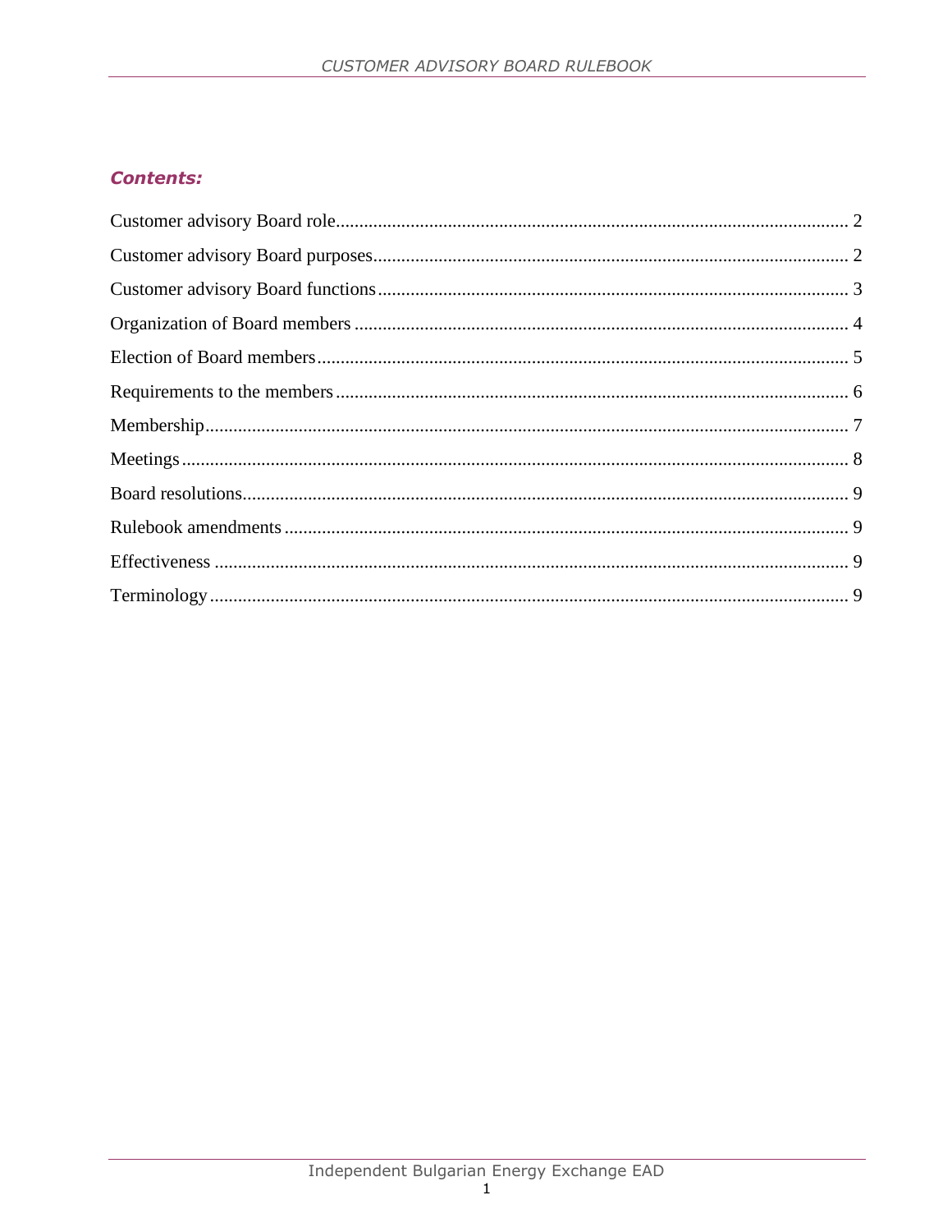## *Contents:*

Customer advisory Board role ........................................ 2

Customer advisory Board purposes ........................................ 2

Customer advisory Board functions ........................................ 3

Organization of Board members ........................................ 4

Election of Board members ........................................ 5

Requirements to the members ........................................ 6

Membership ........................................ 7

Meetings ........................................ 8

Board resolutions ........................................ 9

Rulebook amendments ........................................ 9

Effectiveness ........................................ 9

Terminology ........................................ 9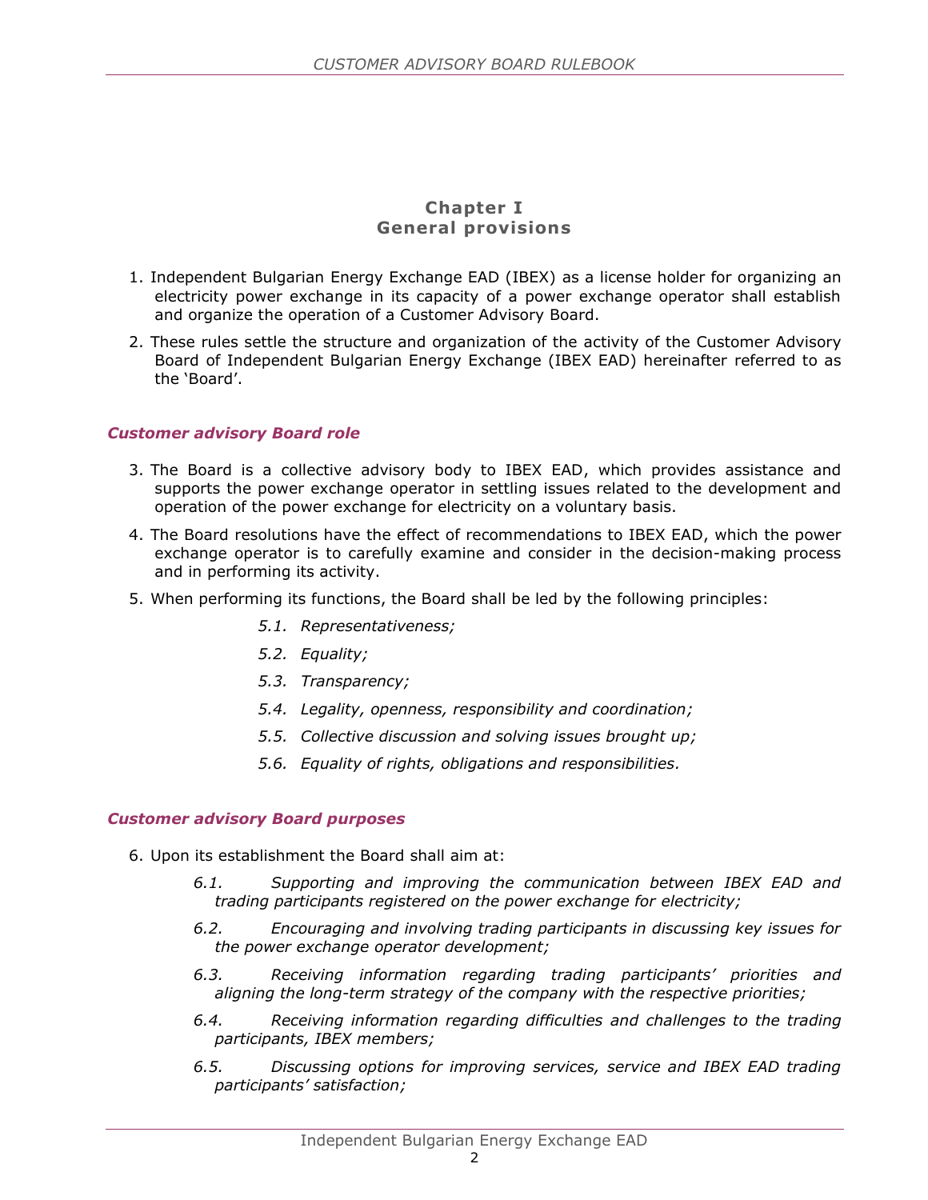## Chapter I
## General provisions

1. Independent Bulgarian Energy Exchange EAD (IBEX) as a license holder for organizing an electricity power exchange in its capacity of a power exchange operator shall establish and organize the operation of a Customer Advisory Board.
2. These rules settle the structure and organization of the activity of the Customer Advisory Board of Independent Bulgarian Energy Exchange (IBEX EAD) hereinafter referred to as the 'Board'.

### *Customer advisory Board role*

3. The Board is a collective advisory body to IBEX EAD, which provides assistance and supports the power exchange operator in settling issues related to the development and operation of the power exchange for electricity on a voluntary basis.
4. The Board resolutions have the effect of recommendations to IBEX EAD, which the power exchange operator is to carefully examine and consider in the decision-making process and in performing its activity.
5. When performing its functions, the Board shall be led by the following principles:
   - *5.1. Representativeness;*
   - *5.2. Equality;*
   - *5.3. Transparency;*
   - *5.4. Legality, openness, responsibility and coordination;*
   - *5.5. Collective discussion and solving issues brought up;*
   - *5.6. Equality of rights, obligations and responsibilities.*

### *Customer advisory Board purposes*

6. Upon its establishment the Board shall aim at:
   - *6.1. Supporting and improving the communication between IBEX EAD and trading participants registered on the power exchange for electricity;*
   - *6.2. Encouraging and involving trading participants in discussing key issues for the power exchange operator development;*
   - *6.3. Receiving information regarding trading participants' priorities and aligning the long-term strategy of the company with the respective priorities;*
   - *6.4. Receiving information regarding difficulties and challenges to the trading participants, IBEX members;*
   - *6.5. Discussing options for improving services, service and IBEX EAD trading participants' satisfaction;*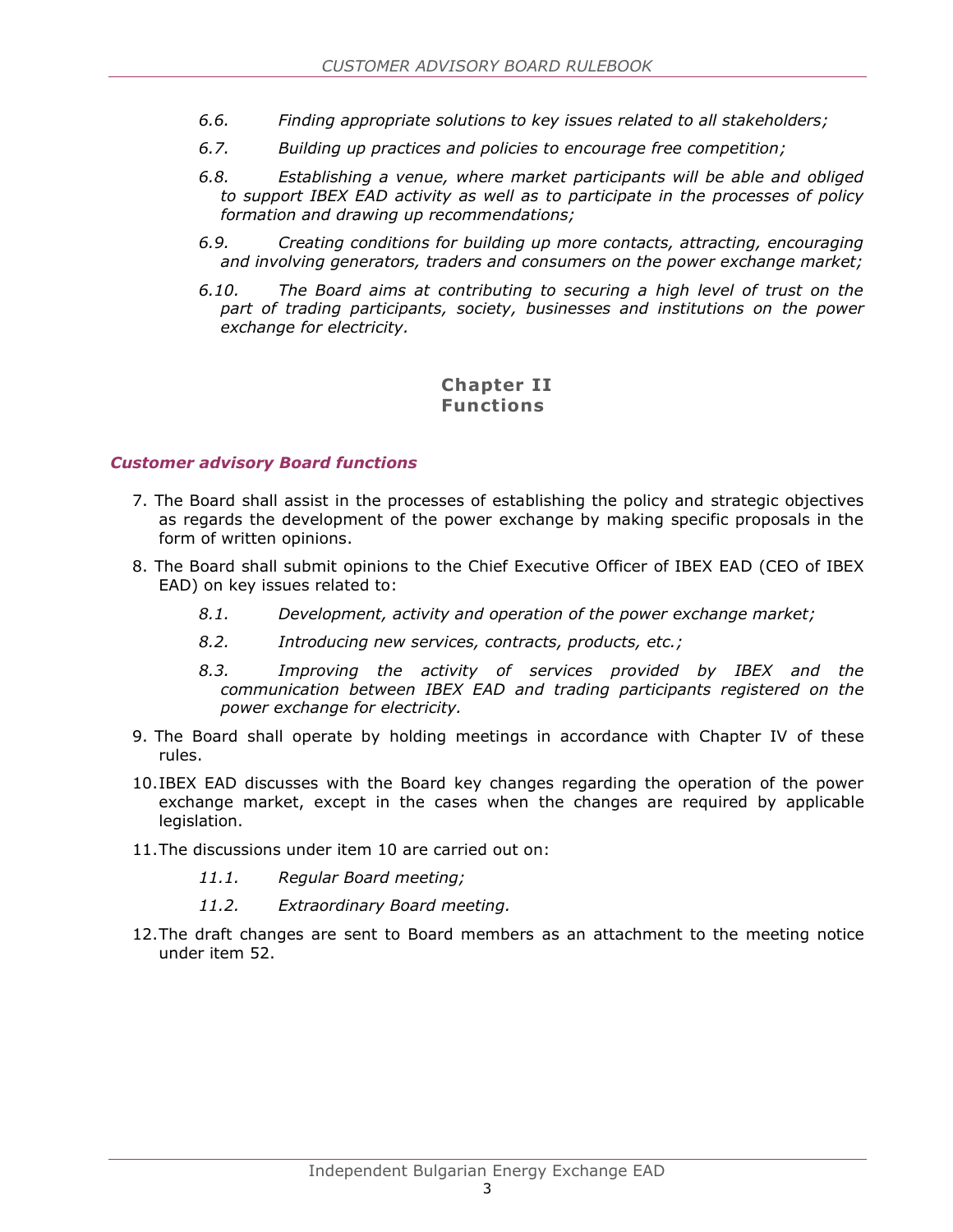*6.6. Finding appropriate solutions to key issues related to all stakeholders;*

*6.7. Building up practices and policies to encourage free competition;*

*6.8. Establishing a venue, where market participants will be able and obliged to support IBEX EAD activity as well as to participate in the processes of policy formation and drawing up recommendations;*

*6.9. Creating conditions for building up more contacts, attracting, encouraging and involving generators, traders and consumers on the power exchange market;*

*6.10. The Board aims at contributing to securing a high level of trust on the part of trading participants, society, businesses and institutions on the power exchange for electricity.*

## Chapter II
## Functions

### *Customer advisory Board functions*

7. The Board shall assist in the processes of establishing the policy and strategic objectives as regards the development of the power exchange by making specific proposals in the form of written opinions.

8. The Board shall submit opinions to the Chief Executive Officer of IBEX EAD (CEO of IBEX EAD) on key issues related to:

   *8.1. Development, activity and operation of the power exchange market;*

   *8.2. Introducing new services, contracts, products, etc.;*

   *8.3. Improving the activity of services provided by IBEX and the communication between IBEX EAD and trading participants registered on the power exchange for electricity.*

9. The Board shall operate by holding meetings in accordance with Chapter IV of these rules.

10. IBEX EAD discusses with the Board key changes regarding the operation of the power exchange market, except in the cases when the changes are required by applicable legislation.

11. The discussions under item 10 are carried out on:

    *11.1. Regular Board meeting;*

    *11.2. Extraordinary Board meeting.*

12. The draft changes are sent to Board members as an attachment to the meeting notice under item 52.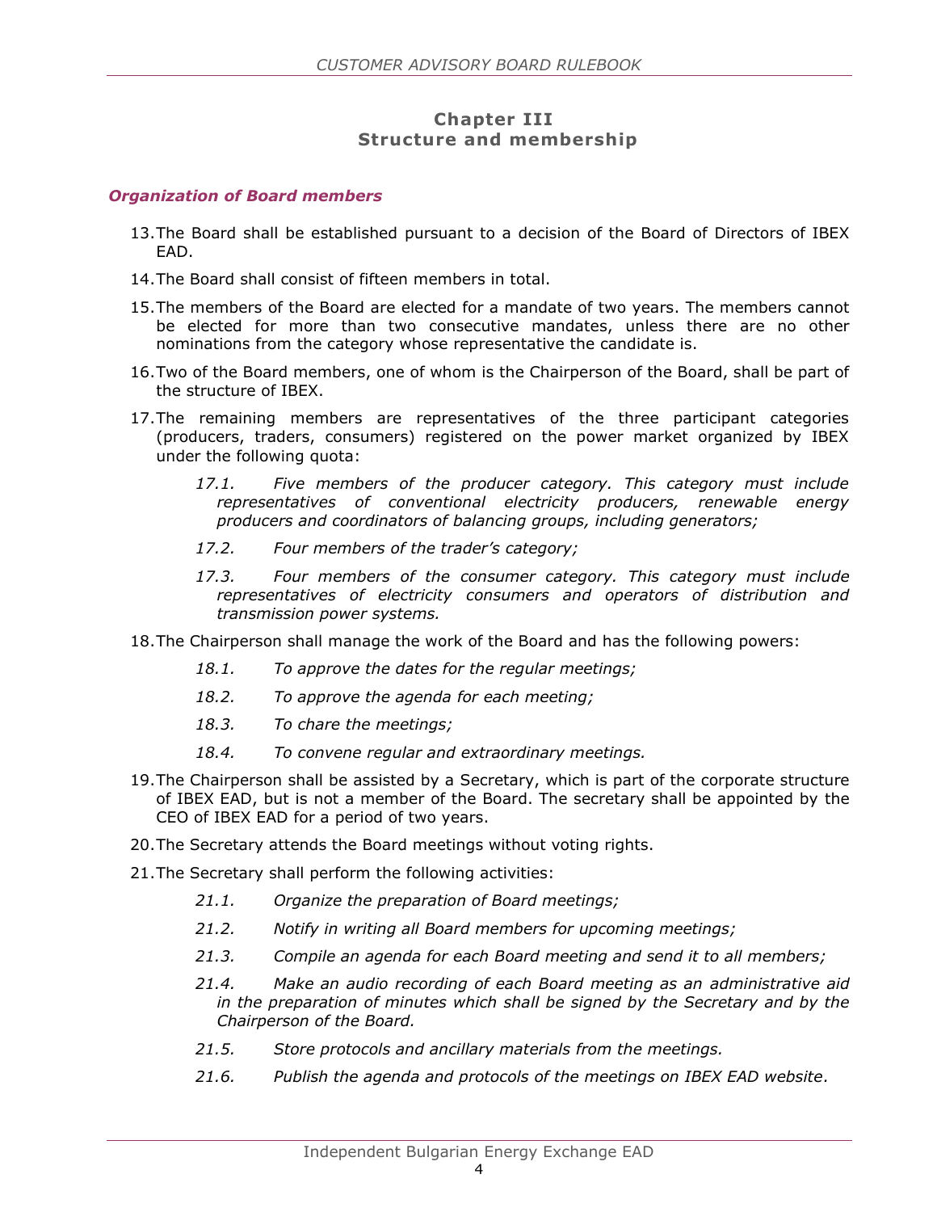## Chapter III
## Structure and membership

### *Organization of Board members*

13. The Board shall be established pursuant to a decision of the Board of Directors of IBEX EAD.
14. The Board shall consist of fifteen members in total.
15. The members of the Board are elected for a mandate of two years. The members cannot be elected for more than two consecutive mandates, unless there are no other nominations from the category whose representative the candidate is.
16. Two of the Board members, one of whom is the Chairperson of the Board, shall be part of the structure of IBEX.
17. The remaining members are representatives of the three participant categories (producers, traders, consumers) registered on the power market organized by IBEX under the following quota:

    *17.1. Five members of the producer category. This category must include representatives of conventional electricity producers, renewable energy producers and coordinators of balancing groups, including generators;*

    *17.2. Four members of the trader's category;*

    *17.3. Four members of the consumer category. This category must include representatives of electricity consumers and operators of distribution and transmission power systems.*

18. The Chairperson shall manage the work of the Board and has the following powers:

    *18.1. To approve the dates for the regular meetings;*

    *18.2. To approve the agenda for each meeting;*

    *18.3. To chare the meetings;*

    *18.4. To convene regular and extraordinary meetings.*

19. The Chairperson shall be assisted by a Secretary, which is part of the corporate structure of IBEX EAD, but is not a member of the Board. The secretary shall be appointed by the CEO of IBEX EAD for a period of two years.
20. The Secretary attends the Board meetings without voting rights.
21. The Secretary shall perform the following activities:

    *21.1. Organize the preparation of Board meetings;*

    *21.2. Notify in writing all Board members for upcoming meetings;*

    *21.3. Compile an agenda for each Board meeting and send it to all members;*

    *21.4. Make an audio recording of each Board meeting as an administrative aid in the preparation of minutes which shall be signed by the Secretary and by the Chairperson of the Board.*

    *21.5. Store protocols and ancillary materials from the meetings.*

    *21.6. Publish the agenda and protocols of the meetings on IBEX EAD website.*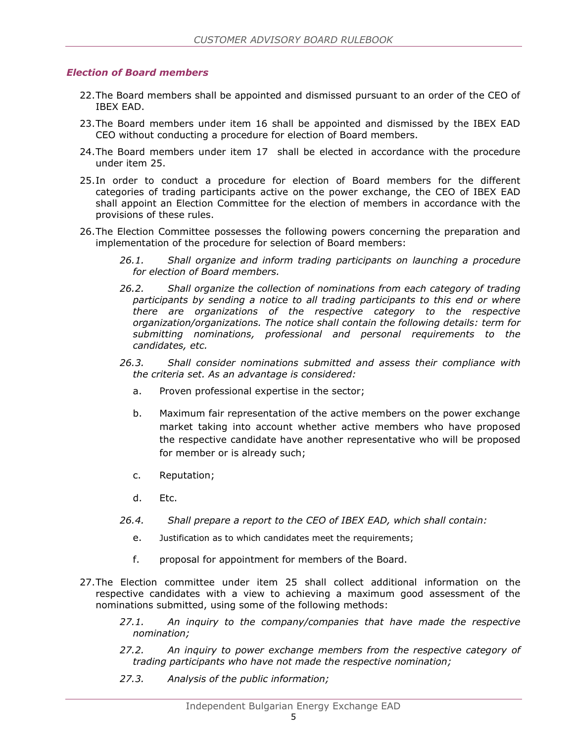### *Election of Board members*

22. The Board members shall be appointed and dismissed pursuant to an order of the CEO of IBEX EAD.

23. The Board members under item 16 shall be appointed and dismissed by the IBEX EAD CEO without conducting a procedure for election of Board members.

24. The Board members under item 17 shall be elected in accordance with the procedure under item 25.

25. In order to conduct a procedure for election of Board members for the different categories of trading participants active on the power exchange, the CEO of IBEX EAD shall appoint an Election Committee for the election of members in accordance with the provisions of these rules.

26. The Election Committee possesses the following powers concerning the preparation and implementation of the procedure for selection of Board members:

    *26.1. Shall organize and inform trading participants on launching a procedure for election of Board members.*

    *26.2. Shall organize the collection of nominations from each category of trading participants by sending a notice to all trading participants to this end or where there are organizations of the respective category to the respective organization/organizations. The notice shall contain the following details: term for submitting nominations, professional and personal requirements to the candidates, etc.*

    *26.3. Shall consider nominations submitted and assess their compliance with the criteria set. As an advantage is considered:*

    a. Proven professional expertise in the sector;

    b. Maximum fair representation of the active members on the power exchange market taking into account whether active members who have proposed the respective candidate have another representative who will be proposed for member or is already such;

    c. Reputation;

    d. Etc.

    *26.4. Shall prepare a report to the CEO of IBEX EAD, which shall contain:*

    e. Justification as to which candidates meet the requirements;

    f. proposal for appointment for members of the Board.

27. The Election committee under item 25 shall collect additional information on the respective candidates with a view to achieving a maximum good assessment of the nominations submitted, using some of the following methods:

    *27.1. An inquiry to the company/companies that have made the respective nomination;*

    *27.2. An inquiry to power exchange members from the respective category of trading participants who have not made the respective nomination;*

    *27.3. Analysis of the public information;*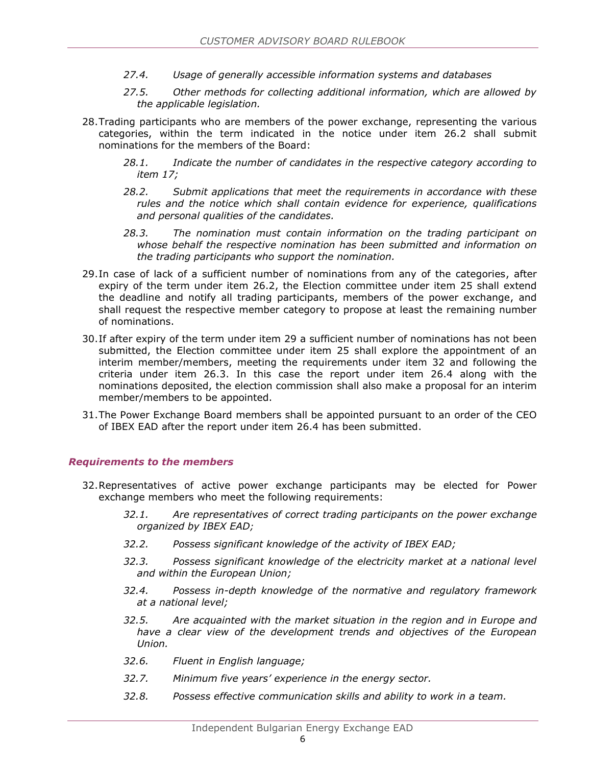*27.4. Usage of generally accessible information systems and databases*

*27.5. Other methods for collecting additional information, which are allowed by the applicable legislation.*

28. Trading participants who are members of the power exchange, representing the various categories, within the term indicated in the notice under item 26.2 shall submit nominations for the members of the Board:

    *28.1. Indicate the number of candidates in the respective category according to item 17;*

    *28.2. Submit applications that meet the requirements in accordance with these rules and the notice which shall contain evidence for experience, qualifications and personal qualities of the candidates.*

    *28.3. The nomination must contain information on the trading participant on whose behalf the respective nomination has been submitted and information on the trading participants who support the nomination.*

29. In case of lack of a sufficient number of nominations from any of the categories, after expiry of the term under item 26.2, the Election committee under item 25 shall extend the deadline and notify all trading participants, members of the power exchange, and shall request the respective member category to propose at least the remaining number of nominations.

30. If after expiry of the term under item 29 a sufficient number of nominations has not been submitted, the Election committee under item 25 shall explore the appointment of an interim member/members, meeting the requirements under item 32 and following the criteria under item 26.3. In this case the report under item 26.4 along with the nominations deposited, the election commission shall also make a proposal for an interim member/members to be appointed.

31. The Power Exchange Board members shall be appointed pursuant to an order of the CEO of IBEX EAD after the report under item 26.4 has been submitted.

### *Requirements to the members*

32. Representatives of active power exchange participants may be elected for Power exchange members who meet the following requirements:

    *32.1. Are representatives of correct trading participants on the power exchange organized by IBEX EAD;*

    *32.2. Possess significant knowledge of the activity of IBEX EAD;*

    *32.3. Possess significant knowledge of the electricity market at a national level and within the European Union;*

    *32.4. Possess in-depth knowledge of the normative and regulatory framework at a national level;*

    *32.5. Are acquainted with the market situation in the region and in Europe and have a clear view of the development trends and objectives of the European Union.*

    *32.6. Fluent in English language;*

    *32.7. Minimum five years' experience in the energy sector.*

    *32.8. Possess effective communication skills and ability to work in a team.*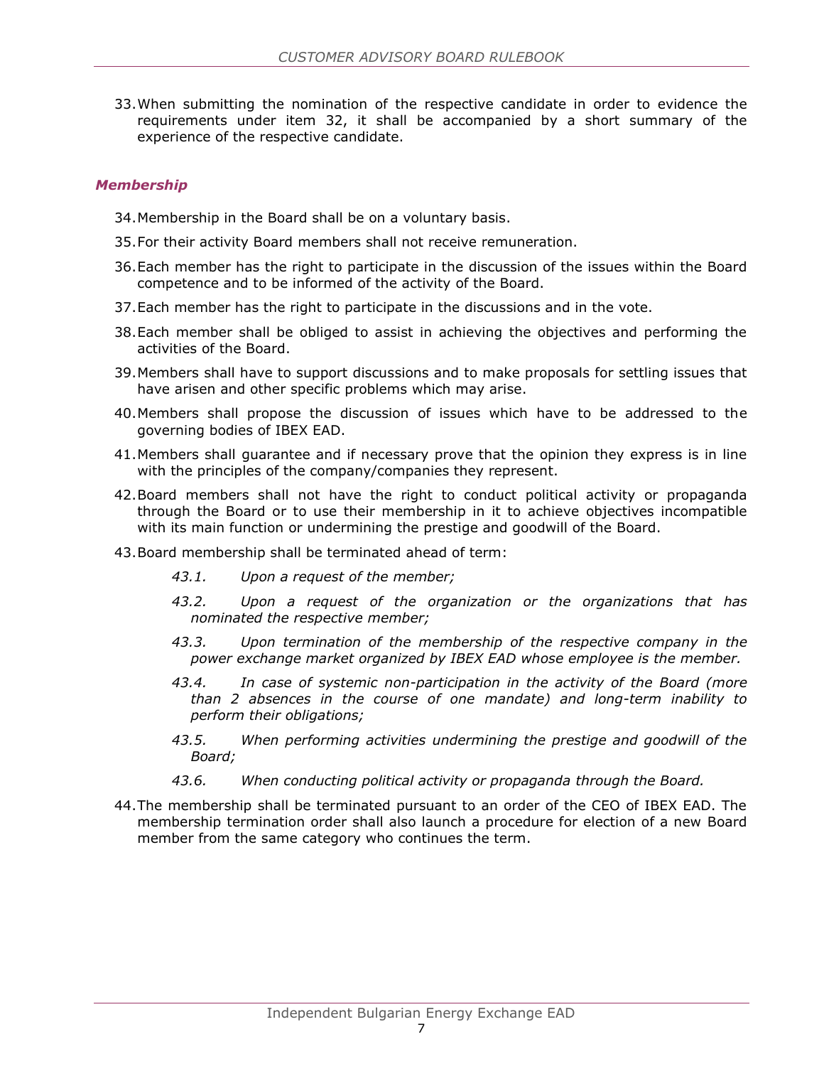33. When submitting the nomination of the respective candidate in order to evidence the requirements under item 32, it shall be accompanied by a short summary of the experience of the respective candidate.

### *Membership*

34. Membership in the Board shall be on a voluntary basis.

35. For their activity Board members shall not receive remuneration.

36. Each member has the right to participate in the discussion of the issues within the Board competence and to be informed of the activity of the Board.

37. Each member has the right to participate in the discussions and in the vote.

38. Each member shall be obliged to assist in achieving the objectives and performing the activities of the Board.

39. Members shall have to support discussions and to make proposals for settling issues that have arisen and other specific problems which may arise.

40. Members shall propose the discussion of issues which have to be addressed to the governing bodies of IBEX EAD.

41. Members shall guarantee and if necessary prove that the opinion they express is in line with the principles of the company/companies they represent.

42. Board members shall not have the right to conduct political activity or propaganda through the Board or to use their membership in it to achieve objectives incompatible with its main function or undermining the prestige and goodwill of the Board.

43. Board membership shall be terminated ahead of term:

    *43.1. Upon a request of the member;*

    *43.2. Upon a request of the organization or the organizations that has nominated the respective member;*

    *43.3. Upon termination of the membership of the respective company in the power exchange market organized by IBEX EAD whose employee is the member.*

    *43.4. In case of systemic non-participation in the activity of the Board (more than 2 absences in the course of one mandate) and long-term inability to perform their obligations;*

    *43.5. When performing activities undermining the prestige and goodwill of the Board;*

    *43.6. When conducting political activity or propaganda through the Board.*

44. The membership shall be terminated pursuant to an order of the CEO of IBEX EAD. The membership termination order shall also launch a procedure for election of a new Board member from the same category who continues the term.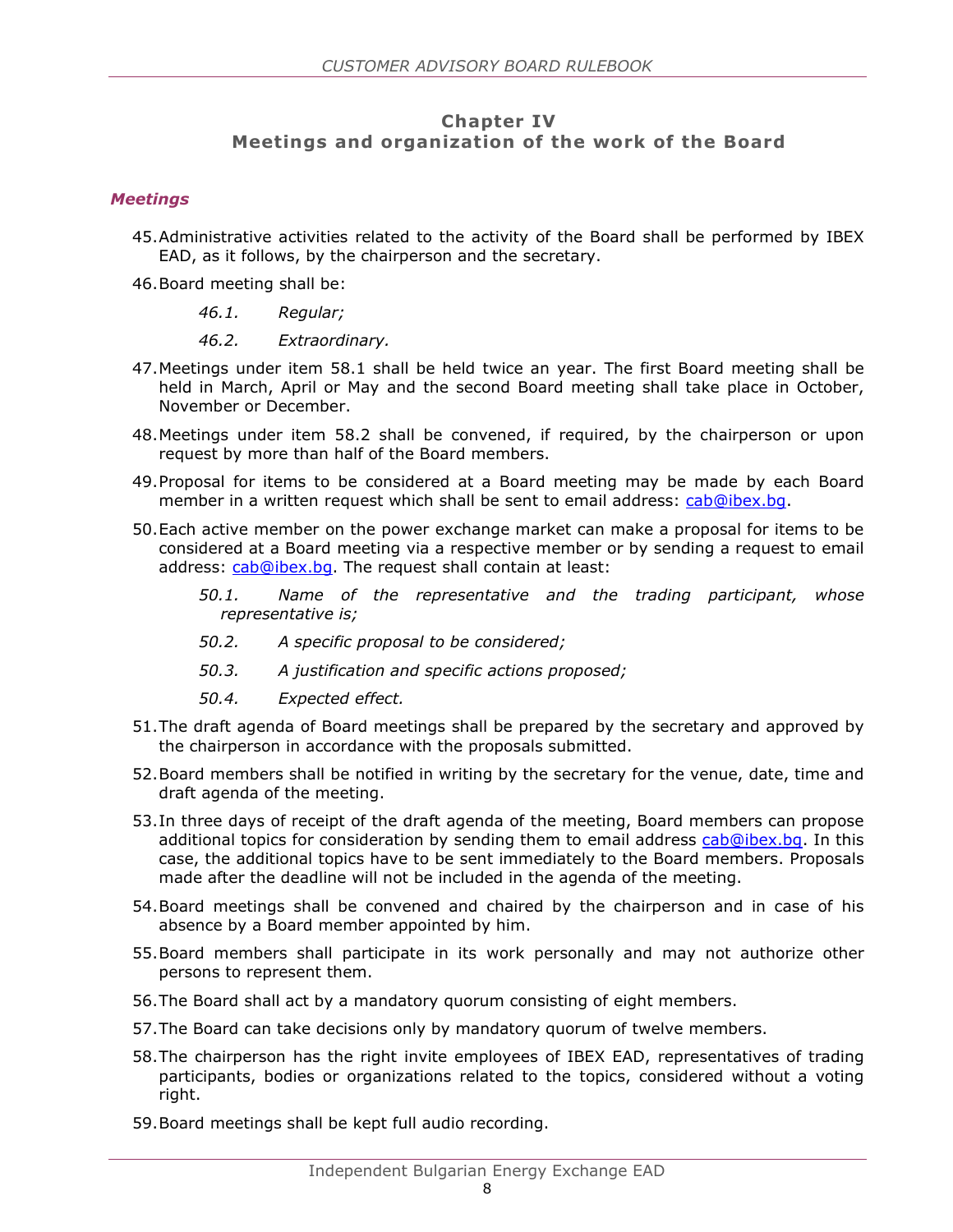## Chapter IV
## Meetings and organization of the work of the Board

### *Meetings*

45. Administrative activities related to the activity of the Board shall be performed by IBEX EAD, as it follows, by the chairperson and the secretary.

46. Board meeting shall be:

    *46.1. Regular;*

    *46.2. Extraordinary.*

47. Meetings under item 58.1 shall be held twice an year. The first Board meeting shall be held in March, April or May and the second Board meeting shall take place in October, November or December.

48. Meetings under item 58.2 shall be convened, if required, by the chairperson or upon request by more than half of the Board members.

49. Proposal for items to be considered at a Board meeting may be made by each Board member in a written request which shall be sent to email address: cab@ibex.bg.

50. Each active member on the power exchange market can make a proposal for items to be considered at a Board meeting via a respective member or by sending a request to email address: cab@ibex.bg. The request shall contain at least:

    *50.1. Name of the representative and the trading participant, whose representative is;*

    *50.2. A specific proposal to be considered;*

    *50.3. A justification and specific actions proposed;*

    *50.4. Expected effect.*

51. The draft agenda of Board meetings shall be prepared by the secretary and approved by the chairperson in accordance with the proposals submitted.

52. Board members shall be notified in writing by the secretary for the venue, date, time and draft agenda of the meeting.

53. In three days of receipt of the draft agenda of the meeting, Board members can propose additional topics for consideration by sending them to email address cab@ibex.bg. In this case, the additional topics have to be sent immediately to the Board members. Proposals made after the deadline will not be included in the agenda of the meeting.

54. Board meetings shall be convened and chaired by the chairperson and in case of his absence by a Board member appointed by him.

55. Board members shall participate in its work personally and may not authorize other persons to represent them.

56. The Board shall act by a mandatory quorum consisting of eight members.

57. The Board can take decisions only by mandatory quorum of twelve members.

58. The chairperson has the right invite employees of IBEX EAD, representatives of trading participants, bodies or organizations related to the topics, considered without a voting right.

59. Board meetings shall be kept full audio recording.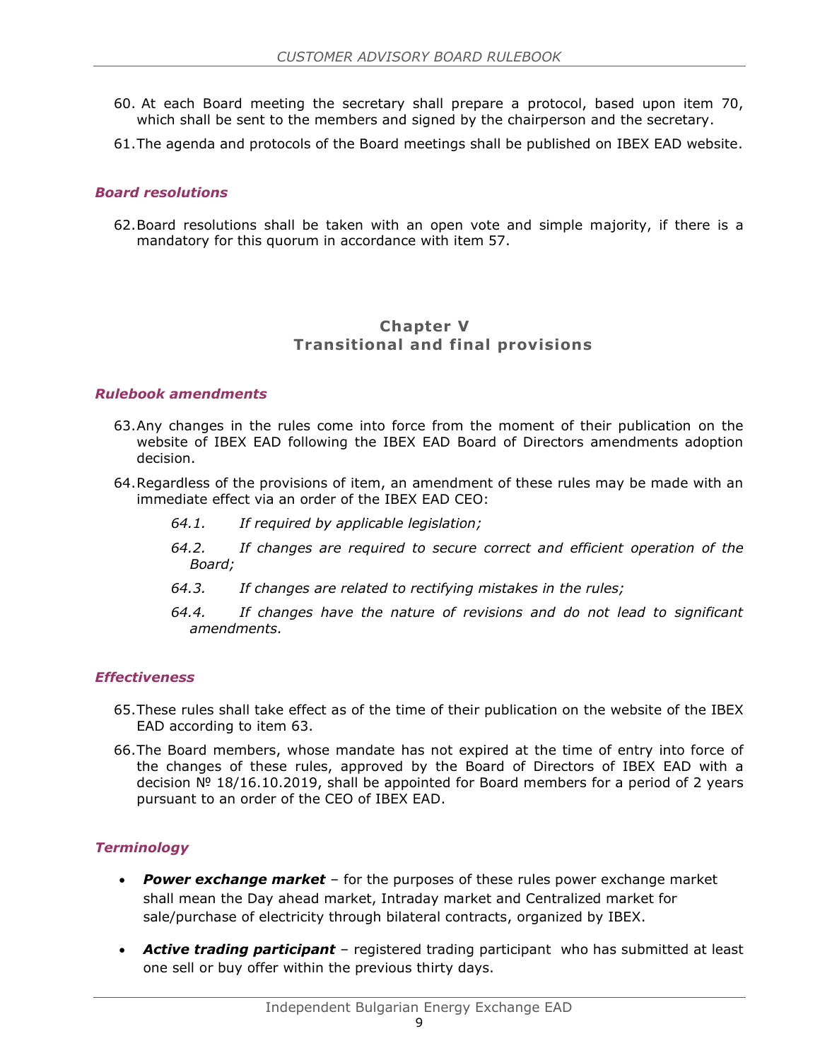60. At each Board meeting the secretary shall prepare a protocol, based upon item 70, which shall be sent to the members and signed by the chairperson and the secretary.
61. The agenda and protocols of the Board meetings shall be published on IBEX EAD website.

### *Board resolutions*

62. Board resolutions shall be taken with an open vote and simple majority, if there is a mandatory for this quorum in accordance with item 57.

## Chapter V
## Transitional and final provisions

### *Rulebook amendments*

63. Any changes in the rules come into force from the moment of their publication on the website of IBEX EAD following the IBEX EAD Board of Directors amendments adoption decision.
64. Regardless of the provisions of item, an amendment of these rules may be made with an immediate effect via an order of the IBEX EAD CEO:

    *64.1. If required by applicable legislation;*

    *64.2. If changes are required to secure correct and efficient operation of the Board;*

    *64.3. If changes are related to rectifying mistakes in the rules;*

    *64.4. If changes have the nature of revisions and do not lead to significant amendments.*

### *Effectiveness*

65. These rules shall take effect as of the time of their publication on the website of the IBEX EAD according to item 63.
66. The Board members, whose mandate has not expired at the time of entry into force of the changes of these rules, approved by the Board of Directors of IBEX EAD with a decision № 18/16.10.2019, shall be appointed for Board members for a period of 2 years pursuant to an order of the CEO of IBEX EAD.

### *Terminology*

- ***Power exchange market*** – for the purposes of these rules power exchange market shall mean the Day ahead market, Intraday market and Centralized market for sale/purchase of electricity through bilateral contracts, organized by IBEX.
- ***Active trading participant*** – registered trading participant who has submitted at least one sell or buy offer within the previous thirty days.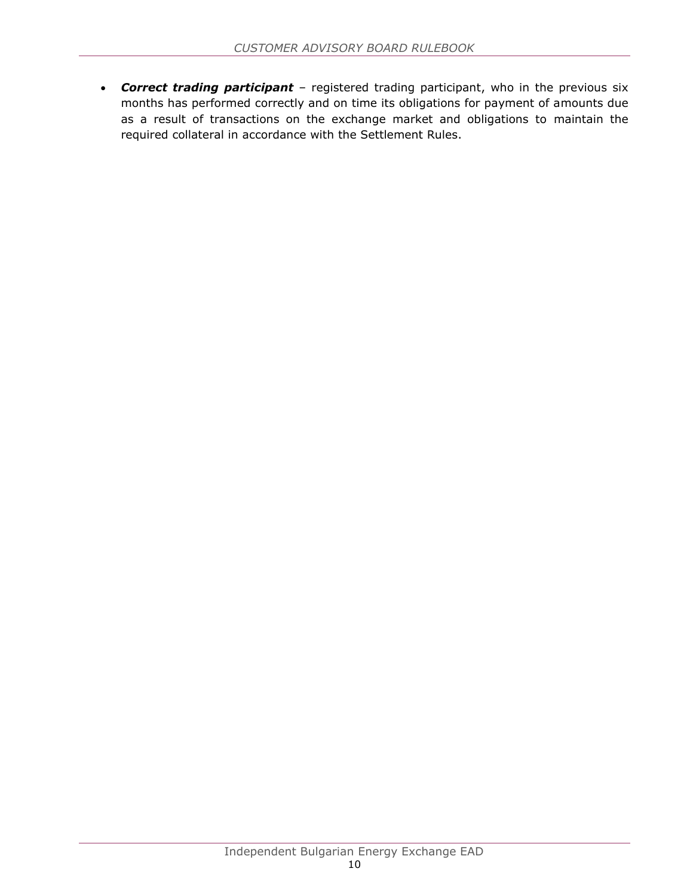- ***Correct trading participant*** – registered trading participant, who in the previous six months has performed correctly and on time its obligations for payment of amounts due as a result of transactions on the exchange market and obligations to maintain the required collateral in accordance with the Settlement Rules.